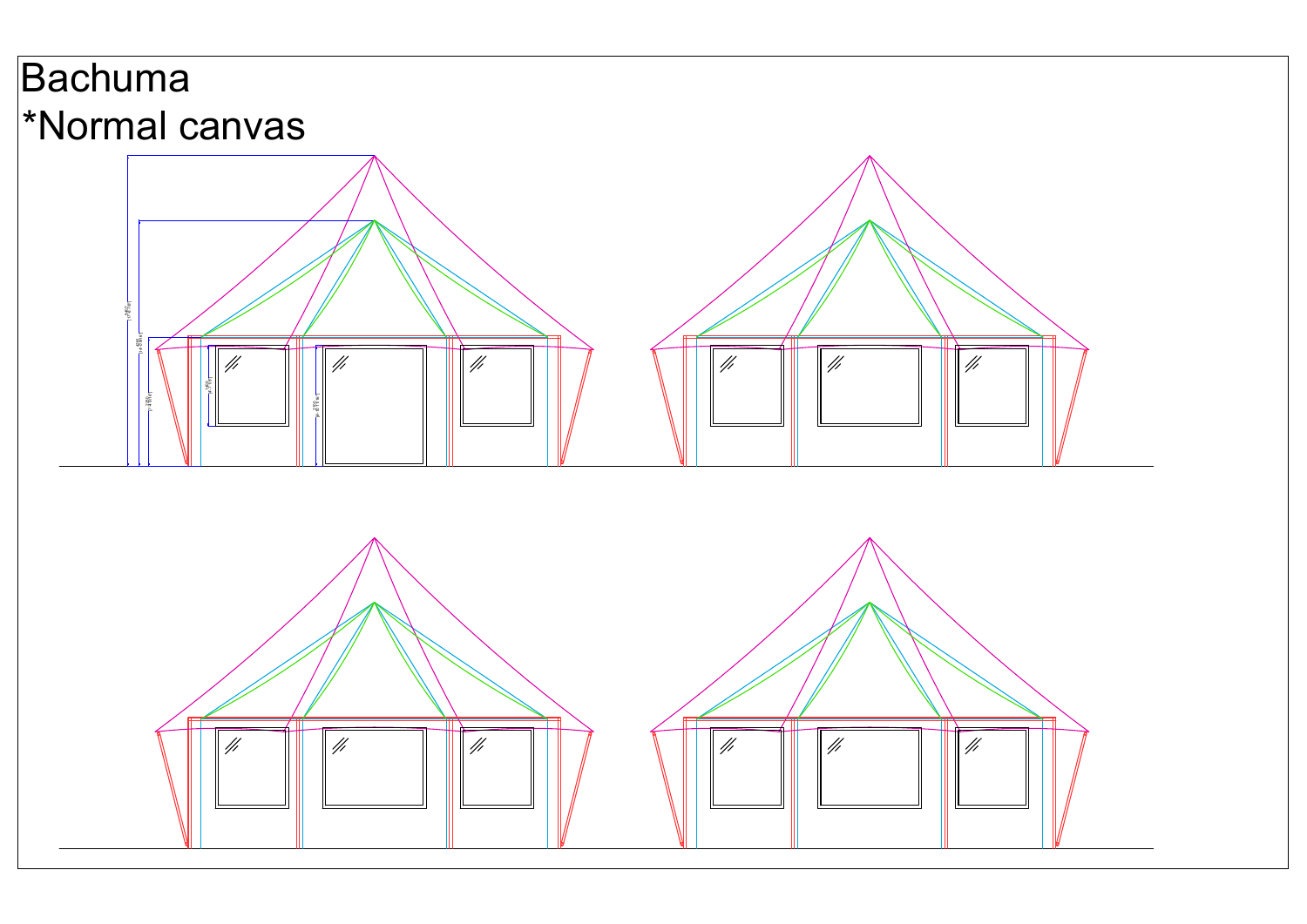Bachuma

*Normal canvas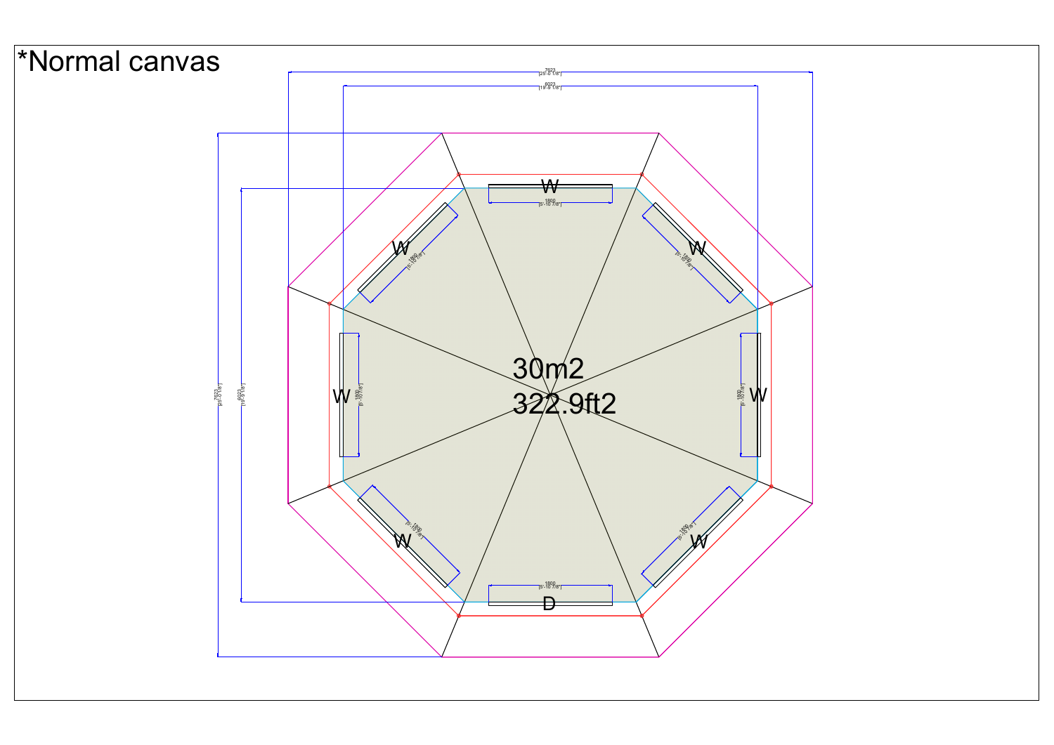*Normal canvas

7623
[25'-0 1/8"]

6023
[19'-9 1/8"]

W

1800
[5'-10 7/8"]

W

W

W

W

W

W

D

30m2
322.9ft2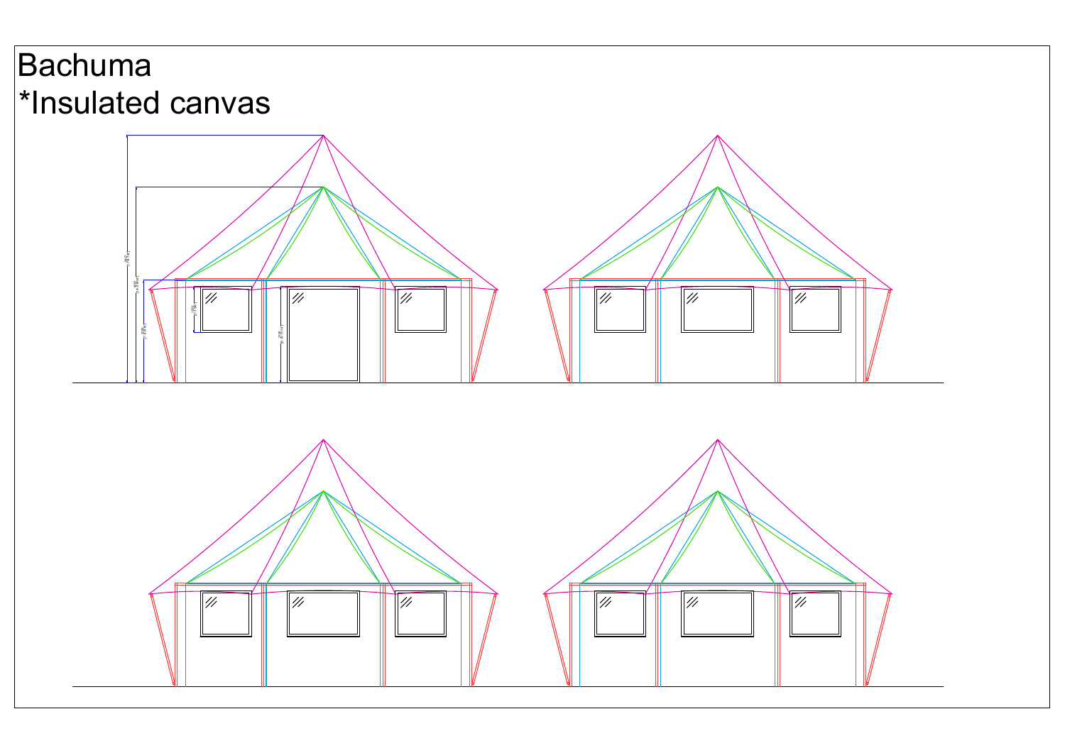# Bachuma

# *Insulated canvas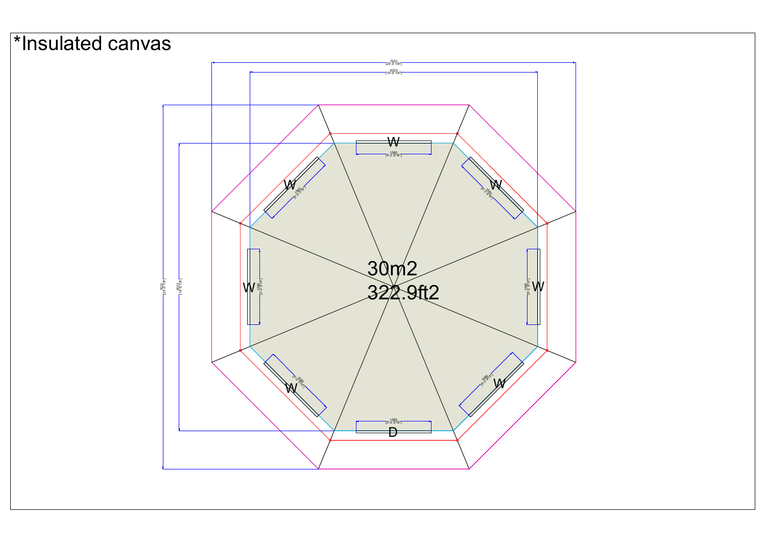*Insulated canvas

7623
[25'-0 1/8"]

6023
[19'-9 1/8"]

W

1580
[5'-2 3/16"]

W

W

W

W

W

W

D

30m2

322.9ft2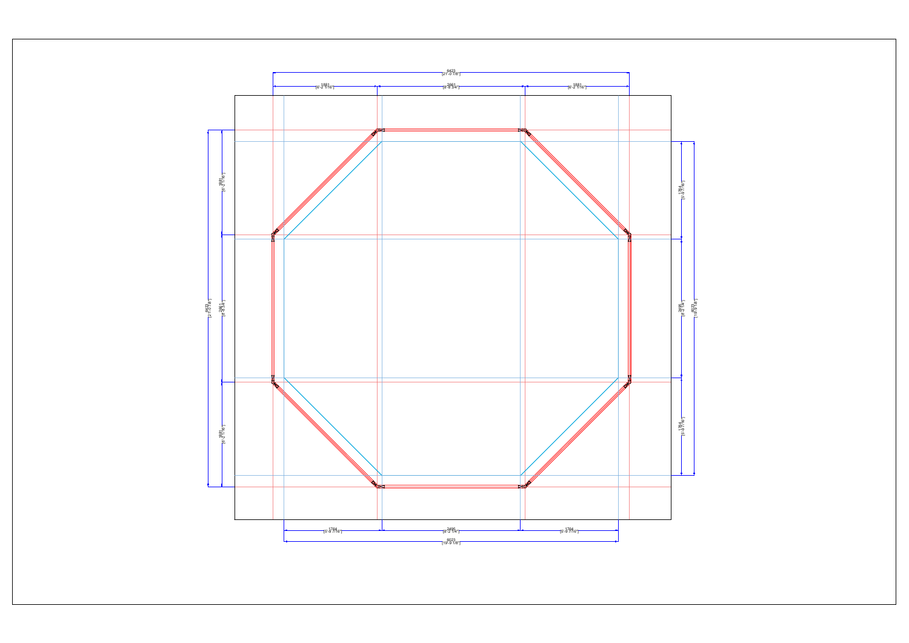6423
[21'-0 7/8"]

1881
[6'-2 1/16"]

2661
[8'-8 3/4"]

1881
[6'-2 1/16"]

1881
[6'-2 1/16"]

6423
[21'-0 7/8"]

2661
[8'-8 3/4"]

1881
[6'-2 1/16"]

1764
[5'-9 7/16"]

2495
[8'-2 1/4"]

6023
[19'-9 1/8"]

1764
[5'-9 7/16"]

1764
[5'-9 7/16"]

2495
[8'-2 1/4"]

1764
[5'-9 7/16"]

6023
[19'-9 1/8"]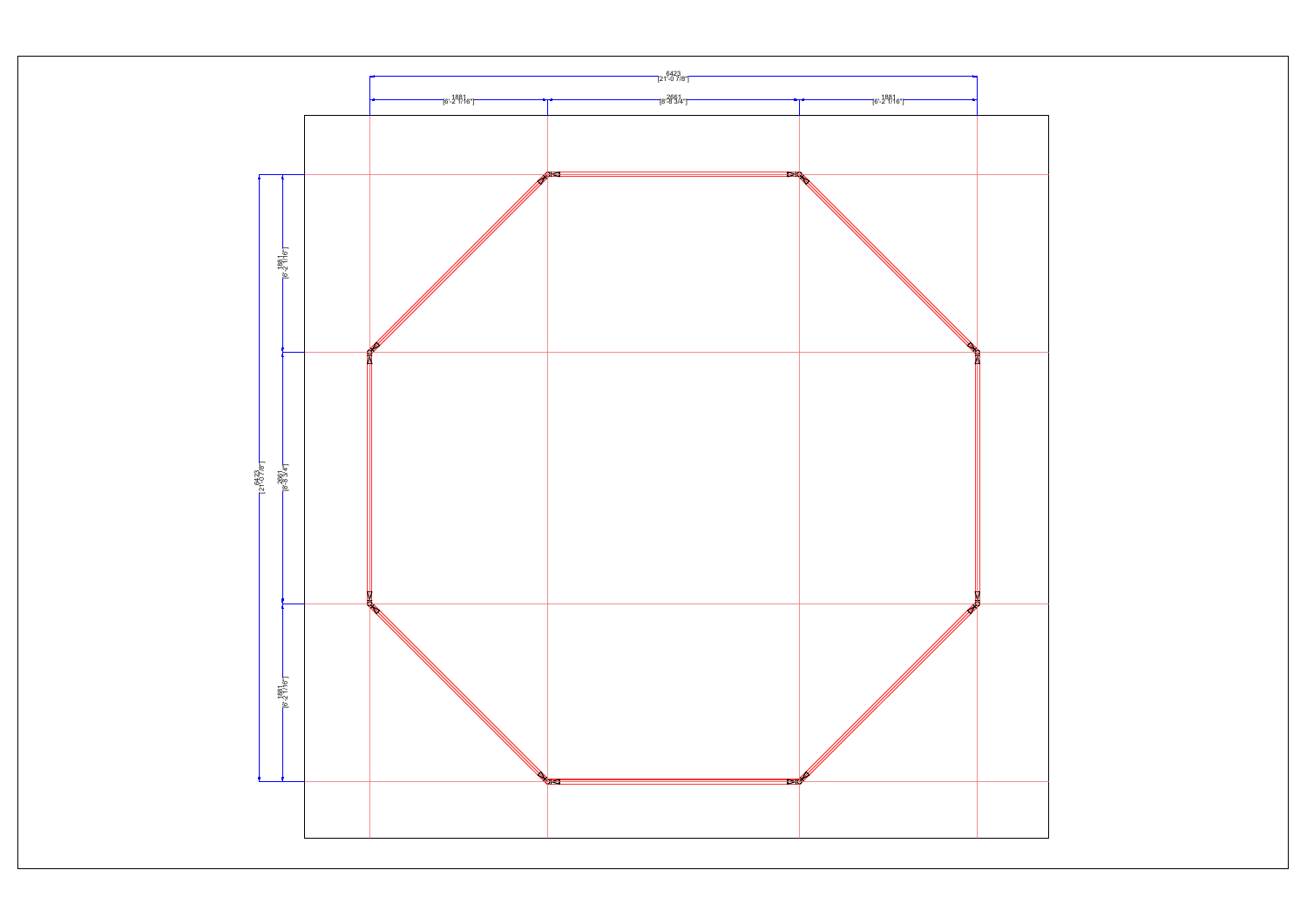6423
[21'-0 7/8"]

1881
[6'-2 1/16"]

2661
[8'-8 3/4"]

1881
[6'-2 1/16"]

6423
[21'-0 7/8"]

1881
[6'-2 1/16"]

2661
[8'-8 3/4"]

1881
[6'-2 1/16"]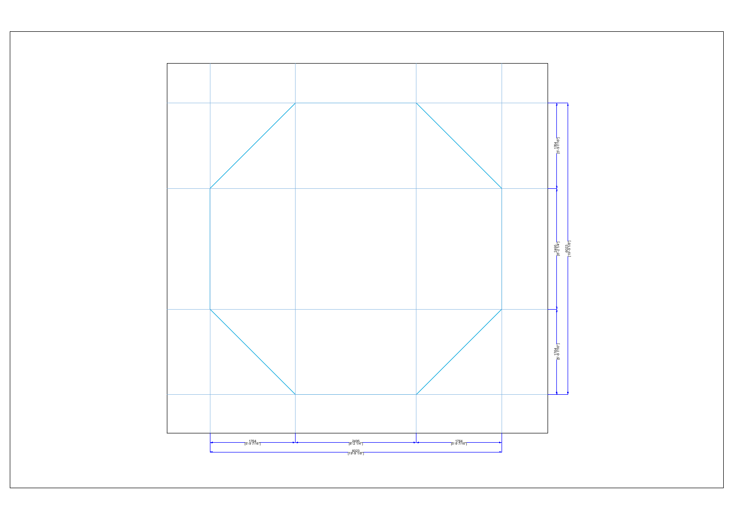1764
[5'-9 7/16"]

2495
[8'-2 1/4"]

1764
[5'-9 7/16"]

6023
[19'-9 1/8"]

1764
[5'-9 7/16"]

2495
[8'-2 1/4"]

1764
[5'-9 7/16"]

6023
[19'-9 1/8"]